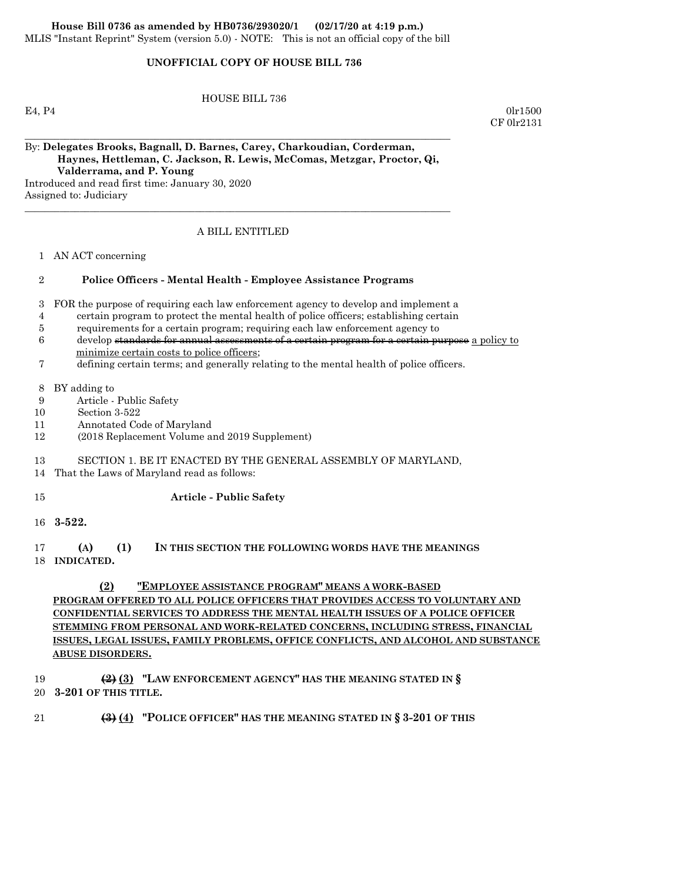**House Bill 0736 as amended by HB0736/293020/1 (02/17/20 at 4:19 p.m.)**
MLIS "Instant Reprint" System (version 5.0) - NOTE: This is not an official copy of the bill

**UNOFFICIAL COPY OF HOUSE BILL 736**

HOUSE BILL 736

E4, P4 0lr1500
CF 0lr2131

By: **Delegates Brooks, Bagnall, D. Barnes, Carey, Charkoudian, Corderman, Haynes, Hettleman, C. Jackson, R. Lewis, McComas, Metzgar, Proctor, Qi, Valderrama, and P. Young**
Introduced and read first time: January 30, 2020
Assigned to: Judiciary

A BILL ENTITLED

1 AN ACT concerning

2 **Police Officers - Mental Health - Employee Assistance Programs**

3 FOR the purpose of requiring each law enforcement agency to develop and implement a
4 certain program to protect the mental health of police officers; establishing certain
5 requirements for a certain program; requiring each law enforcement agency to
6 develop ~~standards for annual assessments of a certain program for a certain purpose~~ a policy to minimize certain costs to police officers;
7 defining certain terms; and generally relating to the mental health of police officers.

8 BY adding to
9 Article - Public Safety
10 Section 3-522
11 Annotated Code of Maryland
12 (2018 Replacement Volume and 2019 Supplement)

13 SECTION 1. BE IT ENACTED BY THE GENERAL ASSEMBLY OF MARYLAND,
14 That the Laws of Maryland read as follows:

15 **Article - Public Safety**

16 **3-522.**

17 **(A) (1) IN THIS SECTION THE FOLLOWING WORDS HAVE THE MEANINGS**
18 **INDICATED.**

**(2) "EMPLOYEE ASSISTANCE PROGRAM" MEANS A WORK-BASED PROGRAM OFFERED TO ALL POLICE OFFICERS THAT PROVIDES ACCESS TO VOLUNTARY AND CONFIDENTIAL SERVICES TO ADDRESS THE MENTAL HEALTH ISSUES OF A POLICE OFFICER STEMMING FROM PERSONAL AND WORK-RELATED CONCERNS, INCLUDING STRESS, FINANCIAL ISSUES, LEGAL ISSUES, FAMILY PROBLEMS, OFFICE CONFLICTS, AND ALCOHOL AND SUBSTANCE ABUSE DISORDERS.**

19 **~~(2)~~ (3) "LAW ENFORCEMENT AGENCY" HAS THE MEANING STATED IN §**
20 **3-201 OF THIS TITLE.**

21 **~~(3)~~ (4) "POLICE OFFICER" HAS THE MEANING STATED IN § 3-201 OF THIS**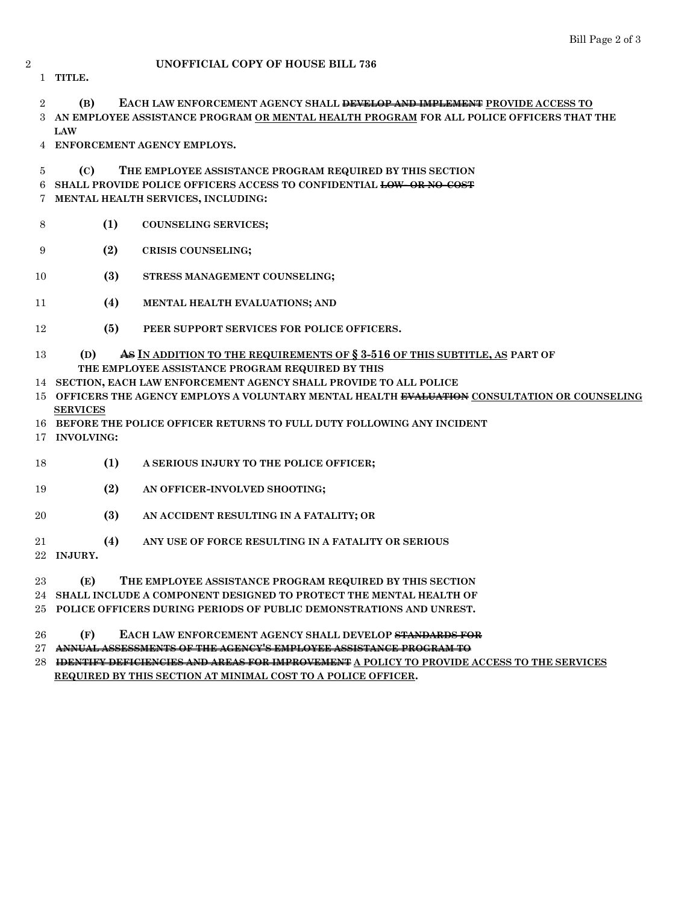UNOFFICIAL COPY OF HOUSE BILL 736

1 TITLE.

2 (B) EACH LAW ENFORCEMENT AGENCY SHALL ~~DEVELOP AND IMPLEMENT~~ <u>PROVIDE ACCESS TO</u>
3 AN EMPLOYEE ASSISTANCE PROGRAM <u>OR MENTAL HEALTH PROGRAM</u> FOR ALL POLICE OFFICERS THAT THE LAW
4 ENFORCEMENT AGENCY EMPLOYS.

5 (C) THE EMPLOYEE ASSISTANCE PROGRAM REQUIRED BY THIS SECTION
6 SHALL PROVIDE POLICE OFFICERS ACCESS TO CONFIDENTIAL ~~LOW- OR NO-COST~~
7 MENTAL HEALTH SERVICES, INCLUDING:

8 (1) COUNSELING SERVICES;

9 (2) CRISIS COUNSELING;

10 (3) STRESS MANAGEMENT COUNSELING;

11 (4) MENTAL HEALTH EVALUATIONS; AND

12 (5) PEER SUPPORT SERVICES FOR POLICE OFFICERS.

13 (D) ~~AS~~ <u>IN ADDITION TO THE REQUIREMENTS OF § 3-516 OF THIS SUBTITLE, AS</u> PART OF THE EMPLOYEE ASSISTANCE PROGRAM REQUIRED BY THIS
14 SECTION, EACH LAW ENFORCEMENT AGENCY SHALL PROVIDE TO ALL POLICE
15 OFFICERS THE AGENCY EMPLOYS A VOLUNTARY MENTAL HEALTH ~~EVALUATION~~ <u>CONSULTATION OR COUNSELING SERVICES</u>
16 BEFORE THE POLICE OFFICER RETURNS TO FULL DUTY FOLLOWING ANY INCIDENT
17 INVOLVING:

18 (1) A SERIOUS INJURY TO THE POLICE OFFICER;

19 (2) AN OFFICER-INVOLVED SHOOTING;

20 (3) AN ACCIDENT RESULTING IN A FATALITY; OR

21 (4) ANY USE OF FORCE RESULTING IN A FATALITY OR SERIOUS
22 INJURY.

23 (E) THE EMPLOYEE ASSISTANCE PROGRAM REQUIRED BY THIS SECTION
24 SHALL INCLUDE A COMPONENT DESIGNED TO PROTECT THE MENTAL HEALTH OF
25 POLICE OFFICERS DURING PERIODS OF PUBLIC DEMONSTRATIONS AND UNREST.

26 (F) EACH LAW ENFORCEMENT AGENCY SHALL DEVELOP ~~STANDARDS FOR~~
27 ~~ANNUAL ASSESSMENTS OF THE AGENCY'S EMPLOYEE ASSISTANCE PROGRAM TO~~
28 ~~IDENTIFY DEFICIENCIES AND AREAS FOR IMPROVEMENT~~ <u>A POLICY TO PROVIDE ACCESS TO THE SERVICES REQUIRED BY THIS SECTION AT MINIMAL COST TO A POLICE OFFICER</u>.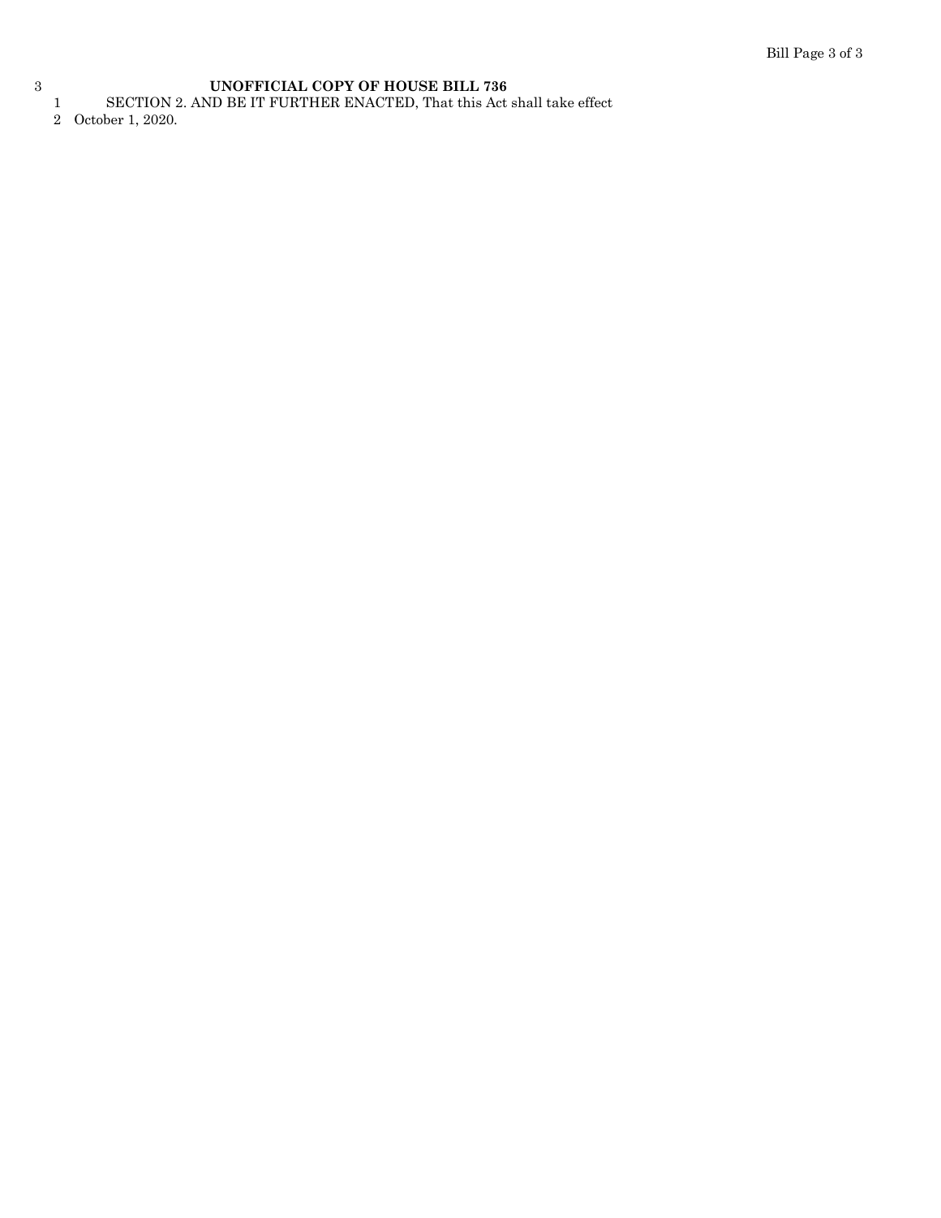**UNOFFICIAL COPY OF HOUSE BILL 736**

SECTION 2. AND BE IT FURTHER ENACTED, That this Act shall take effect October 1, 2020.